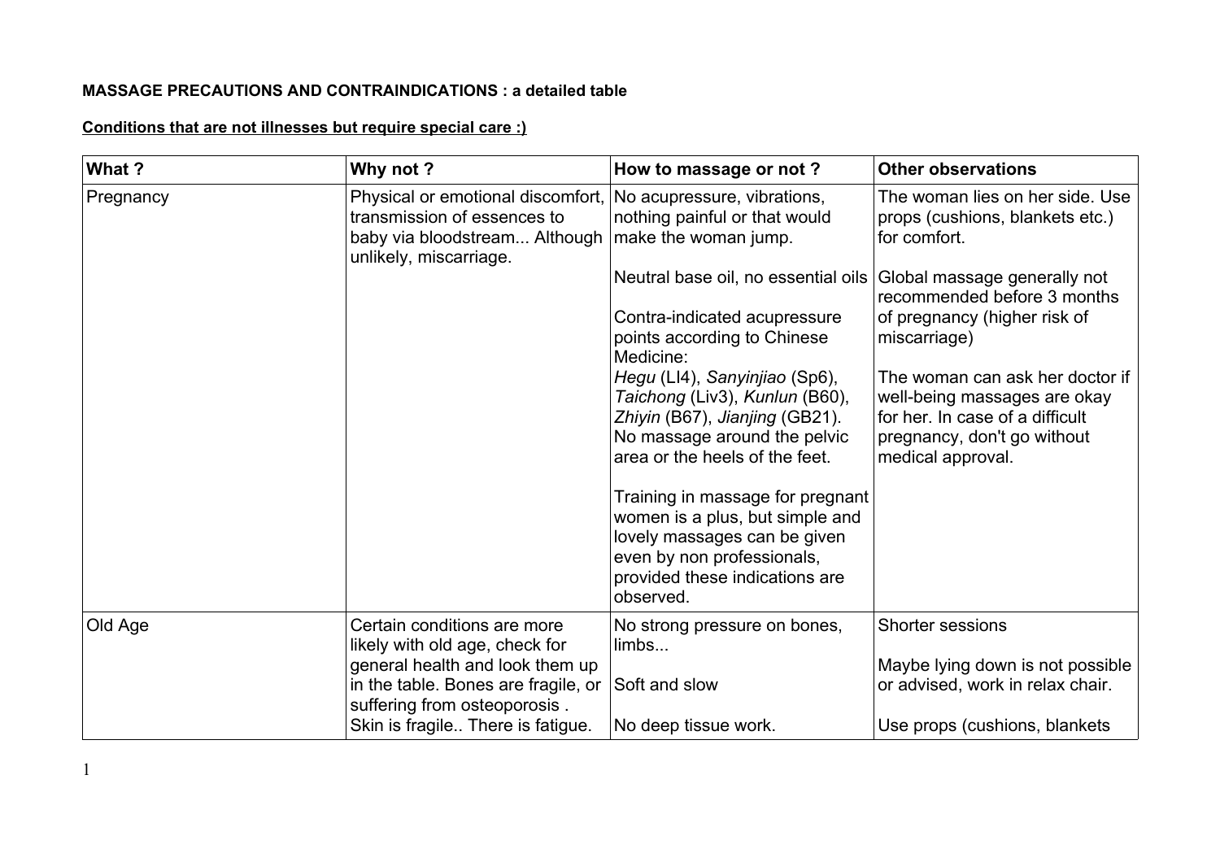**MASSAGE PRECAUTIONS AND CONTRAINDICATIONS : a detailed table**

**Conditions that are not illnesses but require special care :)**

| What ? | Why not ? | How to massage or not ? | Other observations |
|---|---|---|---|
| Pregnancy | Physical or emotional discomfort, transmission of essences to baby via bloodstream... Although unlikely, miscarriage. | No acupressure, vibrations, nothing painful or that would make the woman jump.<br><br>Neutral base oil, no essential oils<br><br>Contra-indicated acupressure points according to Chinese Medicine:<br>*Hegu* (LI4), *Sanyinjiao* (Sp6), *Taichong* (Liv3), *Kunlun* (B60), *Zhiyin* (B67), *Jianjing* (GB21). No massage around the pelvic area or the heels of the feet.<br><br>Training in massage for pregnant women is a plus, but simple and lovely massages can be given even by non professionals, provided these indications are observed. | The woman lies on her side. Use props (cushions, blankets etc.) for comfort.<br><br>Global massage generally not recommended before 3 months of pregnancy (higher risk of miscarriage)<br><br>The woman can ask her doctor if well-being massages are okay for her. In case of a difficult pregnancy, don't go without medical approval. |
| Old Age | Certain conditions are more likely with old age, check for general health and look them up in the table. Bones are fragile, or suffering from osteoporosis . Skin is fragile.. There is fatigue. | No strong pressure on bones, limbs...<br><br>Soft and slow<br><br>No deep tissue work. | Shorter sessions<br><br>Maybe lying down is not possible or advised, work in relax chair.<br><br>Use props (cushions, blankets |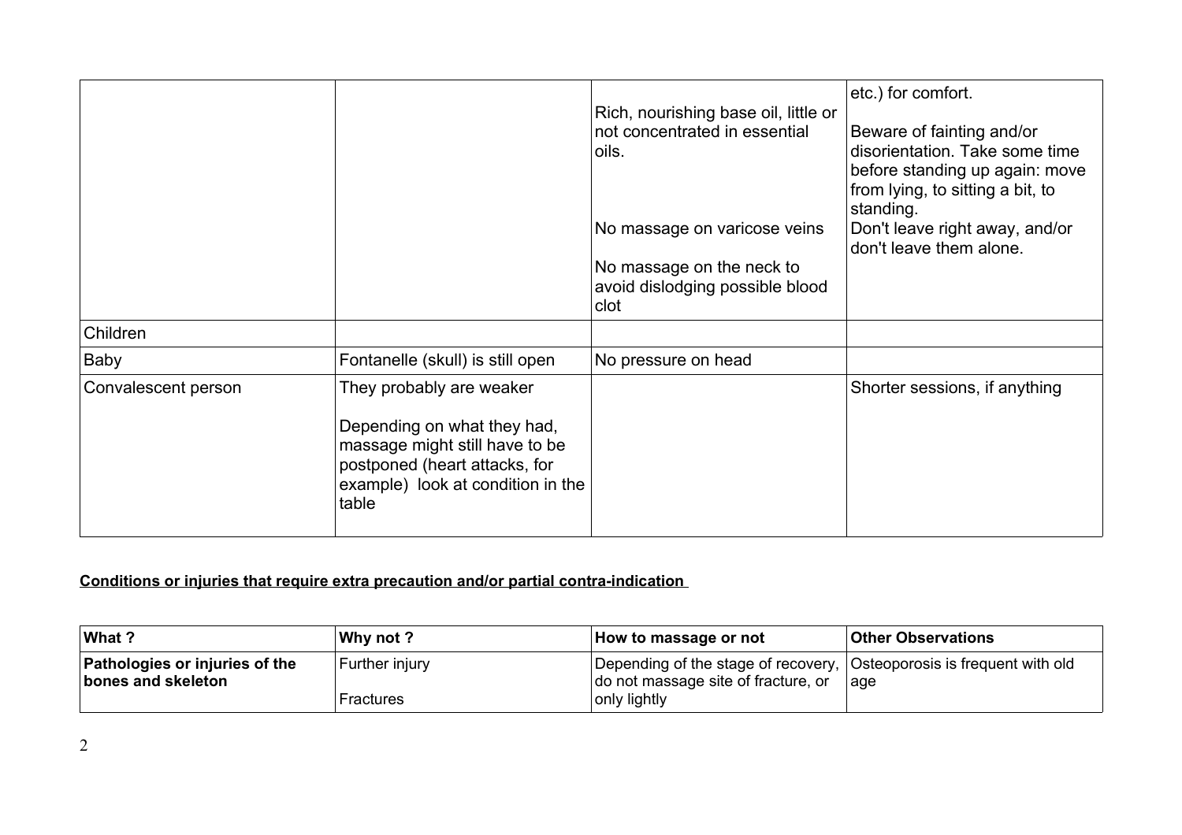| | | | |
|---|---|---|---|
| | | Rich, nourishing base oil, little or not concentrated in essential oils.<br><br>No massage on varicose veins<br><br>No massage on the neck to avoid dislodging possible blood clot | etc.) for comfort.<br><br>Beware of fainting and/or disorientation. Take some time before standing up again: move from lying, to sitting a bit, to standing.<br>Don't leave right away, and/or don't leave them alone. |
| Children | | | |
| Baby | Fontanelle (skull) is still open | No pressure on head | |
| Convalescent person | They probably are weaker<br><br>Depending on what they had, massage might still have to be postponed (heart attacks, for example) look at condition in the table | | Shorter sessions, if anything |

**<u>Conditions or injuries that require extra precaution and/or partial contra-indication</u>**

| What ? | Why not ? | How to massage or not | Other Observations |
|---|---|---|---|
| **Pathologies or injuries of the bones and skeleton** | Further injury<br><br>Fractures | Depending of the stage of recovery, do not massage site of fracture, or only lightly | Osteoporosis is frequent with old age |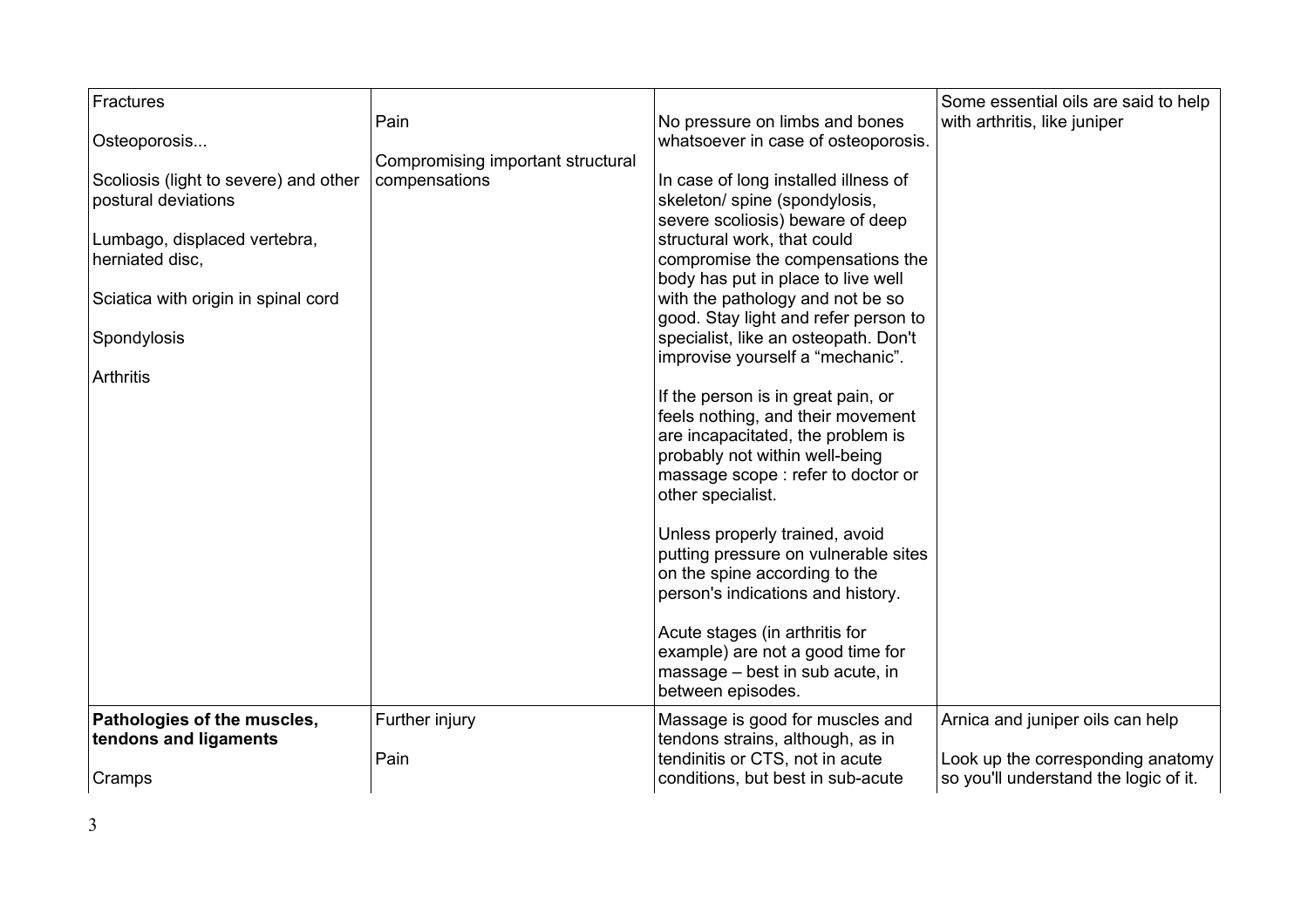| | | | |
|---|---|---|---|
| Fractures<br><br>Osteoporosis...<br><br>Scoliosis (light to severe) and other postural deviations<br><br>Lumbago, displaced vertebra, herniated disc,<br><br>Sciatica with origin in spinal cord<br><br>Spondylosis<br><br>Arthritis | Pain<br><br>Compromising important structural compensations | No pressure on limbs and bones whatsoever in case of osteoporosis.<br><br>In case of long installed illness of skeleton/ spine (spondylosis, severe scoliosis) beware of deep structural work, that could compromise the compensations the body has put in place to live well with the pathology and not be so good. Stay light and refer person to specialist, like an osteopath. Don't improvise yourself a "mechanic".<br><br>If the person is in great pain, or feels nothing, and their movement are incapacitated, the problem is probably not within well-being massage scope : refer to doctor or other specialist.<br><br>Unless properly trained, avoid putting pressure on vulnerable sites on the spine according to the person's indications and history.<br><br>Acute stages (in arthritis for example) are not a good time for massage – best in sub acute, in between episodes. | Some essential oils are said to help with arthritis, like juniper |
| **Pathologies of the muscles, tendons and ligaments**<br><br>Cramps | Further injury<br><br>Pain | Massage is good for muscles and tendons strains, although, as in tendinitis or CTS, not in acute conditions, but best in sub-acute | Arnica and juniper oils can help<br><br>Look up the corresponding anatomy so you'll understand the logic of it. |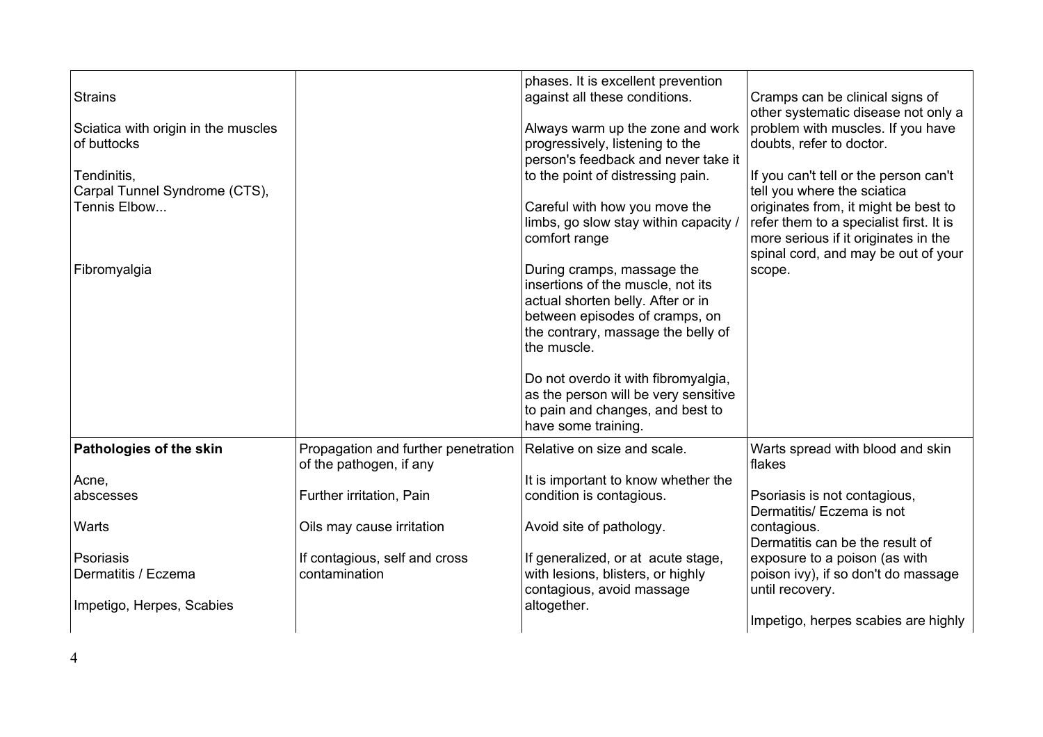| | | | |
|---|---|---|---|
| Strains<br><br>Sciatica with origin in the muscles of buttocks<br><br>Tendinitis,<br>Carpal Tunnel Syndrome (CTS),<br>Tennis Elbow...<br><br>Fibromyalgia | | phases. It is excellent prevention against all these conditions.<br><br>Always warm up the zone and work progressively, listening to the person's feedback and never take it to the point of distressing pain.<br><br>Careful with how you move the limbs, go slow stay within capacity / comfort range<br><br>During cramps, massage the insertions of the muscle, not its actual shorten belly. After or in between episodes of cramps, on the contrary, massage the belly of the muscle.<br><br>Do not overdo it with fibromyalgia, as the person will be very sensitive to pain and changes, and best to have some training. | Cramps can be clinical signs of other systematic disease not only a problem with muscles. If you have doubts, refer to doctor.<br><br>If you can't tell or the person can't tell you where the sciatica originates from, it might be best to refer them to a specialist first. It is more serious if it originates in the spinal cord, and may be out of your scope. |
| **Pathologies of the skin**<br><br>Acne,<br>abscesses<br><br>Warts<br><br>Psoriasis<br>Dermatitis / Eczema<br><br>Impetigo, Herpes, Scabies | Propagation and further penetration of the pathogen, if any<br><br>Further irritation, Pain<br><br>Oils may cause irritation<br><br>If contagious, self and cross contamination | Relative on size and scale.<br><br>It is important to know whether the condition is contagious.<br><br>Avoid site of pathology.<br><br>If generalized, or at acute stage, with lesions, blisters, or highly contagious, avoid massage altogether. | Warts spread with blood and skin flakes<br><br>Psoriasis is not contagious,<br>Dermatitis/ Eczema is not contagious.<br>Dermatitis can be the result of exposure to a poison (as with poison ivy), if so don't do massage until recovery.<br><br>Impetigo, herpes scabies are highly |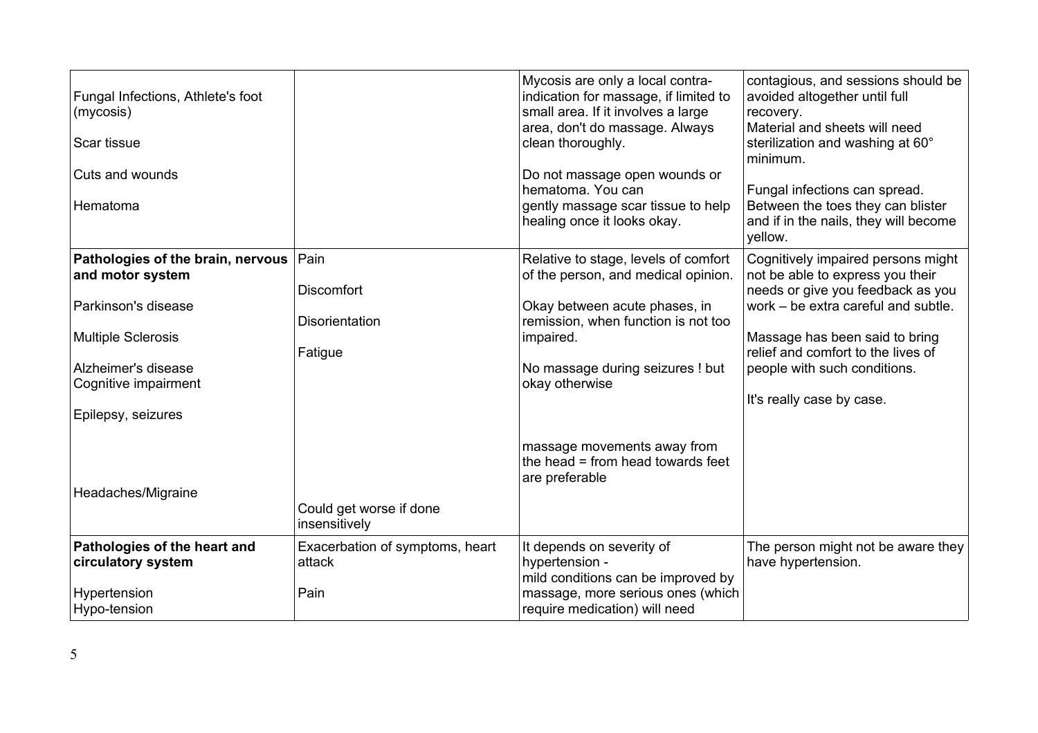| | | | |
|---|---|---|---|
| Fungal Infections, Athlete's foot (mycosis)<br><br>Scar tissue<br><br>Cuts and wounds<br><br>Hematoma | | Mycosis are only a local contra-indication for massage, if limited to small area. If it involves a large area, don't do massage. Always clean thoroughly.<br><br>Do not massage open wounds or hematoma. You can gently massage scar tissue to help healing once it looks okay. | contagious, and sessions should be avoided altogether until full recovery.<br>Material and sheets will need sterilization and washing at 60° minimum.<br><br>Fungal infections can spread. Between the toes they can blister and if in the nails, they will become yellow. |
| **Pathologies of the brain, nervous and motor system**<br><br>Parkinson's disease<br><br>Multiple Sclerosis<br><br>Alzheimer's disease<br>Cognitive impairment<br><br>Epilepsy, seizures<br><br>Headaches/Migraine | Pain<br><br>Discomfort<br><br>Disorientation<br><br>Fatigue<br><br>Could get worse if done insensitively | Relative to stage, levels of comfort of the person, and medical opinion.<br><br>Okay between acute phases, in remission, when function is not too impaired.<br><br>No massage during seizures ! but okay otherwise<br><br>massage movements away from the head = from head towards feet are preferable | Cognitively impaired persons might not be able to express you their needs or give you feedback as you work – be extra careful and subtle.<br><br>Massage has been said to bring relief and comfort to the lives of people with such conditions.<br><br>It's really case by case. |
| **Pathologies of the heart and circulatory system**<br><br>Hypertension<br>Hypo-tension | Exacerbation of symptoms, heart attack<br><br>Pain | It depends on severity of hypertension -<br>mild conditions can be improved by massage, more serious ones (which require medication) will need | The person might not be aware they have hypertension. |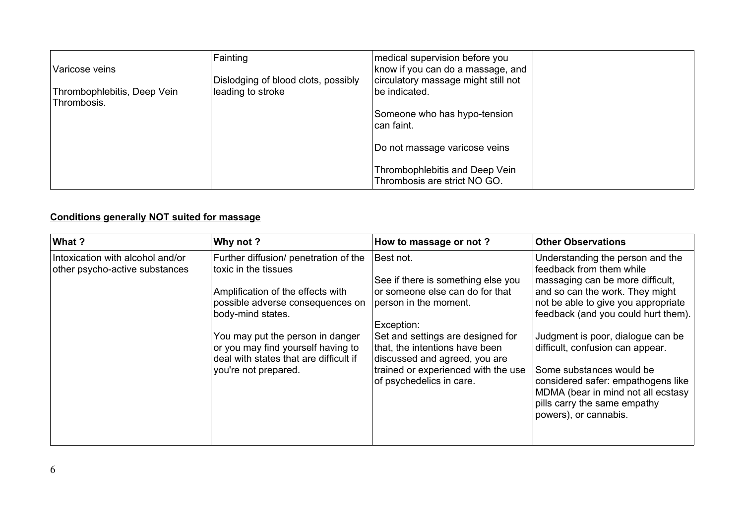| | | | |
|---|---|---|---|
| Varicose veins<br><br>Thrombophlebitis, Deep Vein Thrombosis. | Fainting<br><br>Dislodging of blood clots, possibly leading to stroke | medical supervision before you know if you can do a massage, and circulatory massage might still not be indicated.<br><br>Someone who has hypo-tension can faint.<br><br>Do not massage varicose veins<br><br>Thrombophlebitis and Deep Vein Thrombosis are strict NO GO. | |

**<u>Conditions generally NOT suited for massage</u>**

| What ? | Why not ? | How to massage or not ? | Other Observations |
|---|---|---|---|
| Intoxication with alcohol and/or other psycho-active substances | Further diffusion/ penetration of the toxic in the tissues<br><br>Amplification of the effects with possible adverse consequences on body-mind states.<br><br>You may put the person in danger or you may find yourself having to deal with states that are difficult if you're not prepared. | Best not.<br><br>See if there is something else you or someone else can do for that person in the moment.<br><br>Exception:<br>Set and settings are designed for that, the intentions have been discussed and agreed, you are trained or experienced with the use of psychedelics in care. | Understanding the person and the feedback from them while massaging can be more difficult, and so can the work. They might not be able to give you appropriate feedback (and you could hurt them).<br><br>Judgment is poor, dialogue can be difficult, confusion can appear.<br><br>Some substances would be considered safer: empathogens like MDMA (bear in mind not all ecstasy pills carry the same empathy powers), or cannabis. |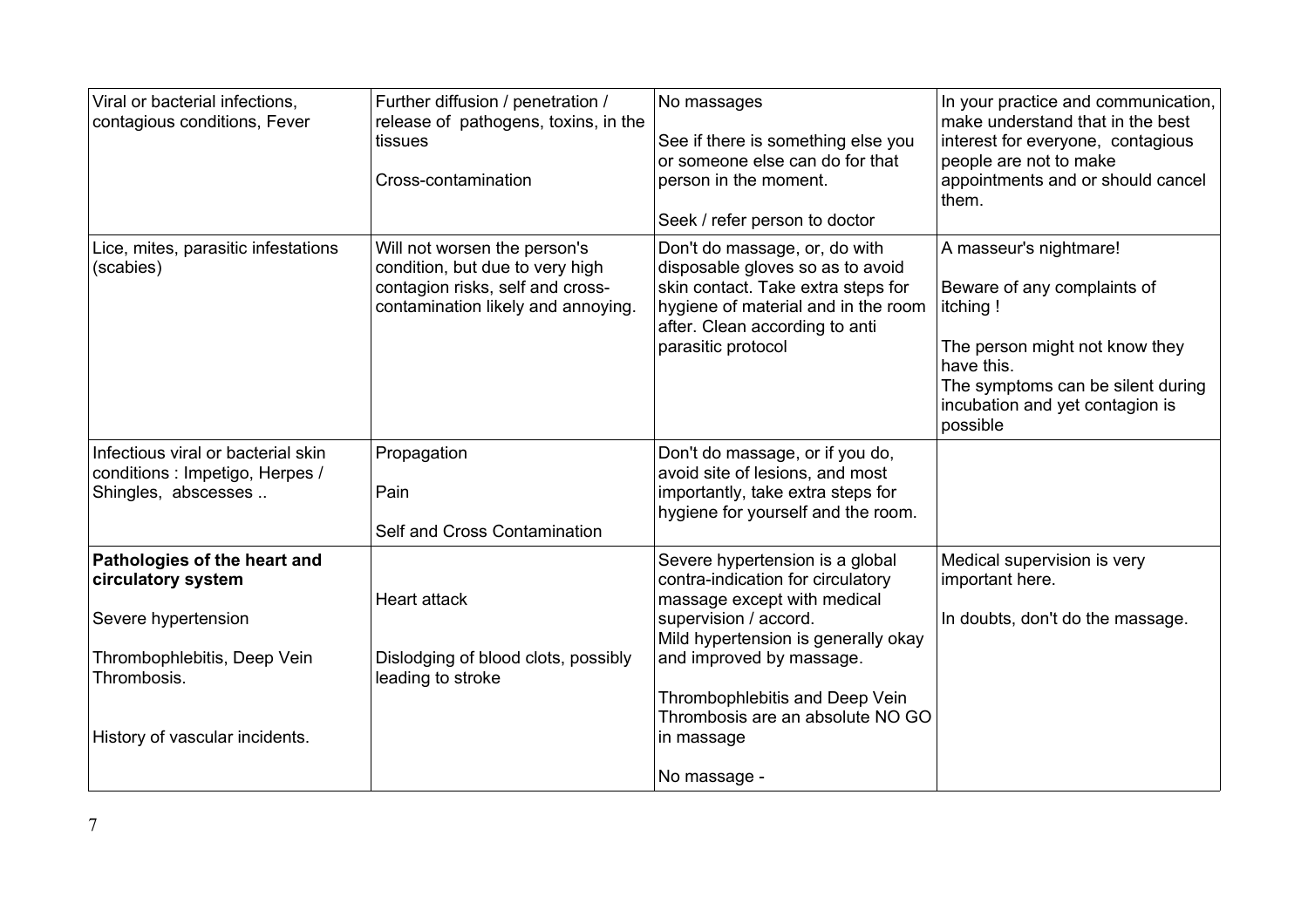| | | | |
|---|---|---|---|
| Viral or bacterial infections, contagious conditions, Fever | Further diffusion / penetration / release of pathogens, toxins, in the tissues<br><br>Cross-contamination | No massages<br><br>See if there is something else you or someone else can do for that person in the moment.<br><br>Seek / refer person to doctor | In your practice and communication, make understand that in the best interest for everyone, contagious people are not to make appointments and or should cancel them. |
| Lice, mites, parasitic infestations (scabies) | Will not worsen the person's condition, but due to very high contagion risks, self and cross-contamination likely and annoying. | Don't do massage, or, do with disposable gloves so as to avoid skin contact. Take extra steps for hygiene of material and in the room after. Clean according to anti parasitic protocol | A masseur's nightmare!<br><br>Beware of any complaints of itching !<br><br>The person might not know they have this.<br>The symptoms can be silent during incubation and yet contagion is possible |
| Infectious viral or bacterial skin conditions : Impetigo, Herpes / Shingles, abscesses .. | Propagation<br><br>Pain<br><br>Self and Cross Contamination | Don't do massage, or if you do, avoid site of lesions, and most importantly, take extra steps for hygiene for yourself and the room. | |
| **Pathologies of the heart and circulatory system**<br><br>Severe hypertension<br><br>Thrombophlebitis, Deep Vein Thrombosis.<br><br>History of vascular incidents. | Heart attack<br><br>Dislodging of blood clots, possibly leading to stroke | Severe hypertension is a global contra-indication for circulatory massage except with medical supervision / accord.<br>Mild hypertension is generally okay and improved by massage.<br><br>Thrombophlebitis and Deep Vein Thrombosis are an absolute NO GO in massage<br><br>No massage - | Medical supervision is very important here.<br><br>In doubts, don't do the massage. |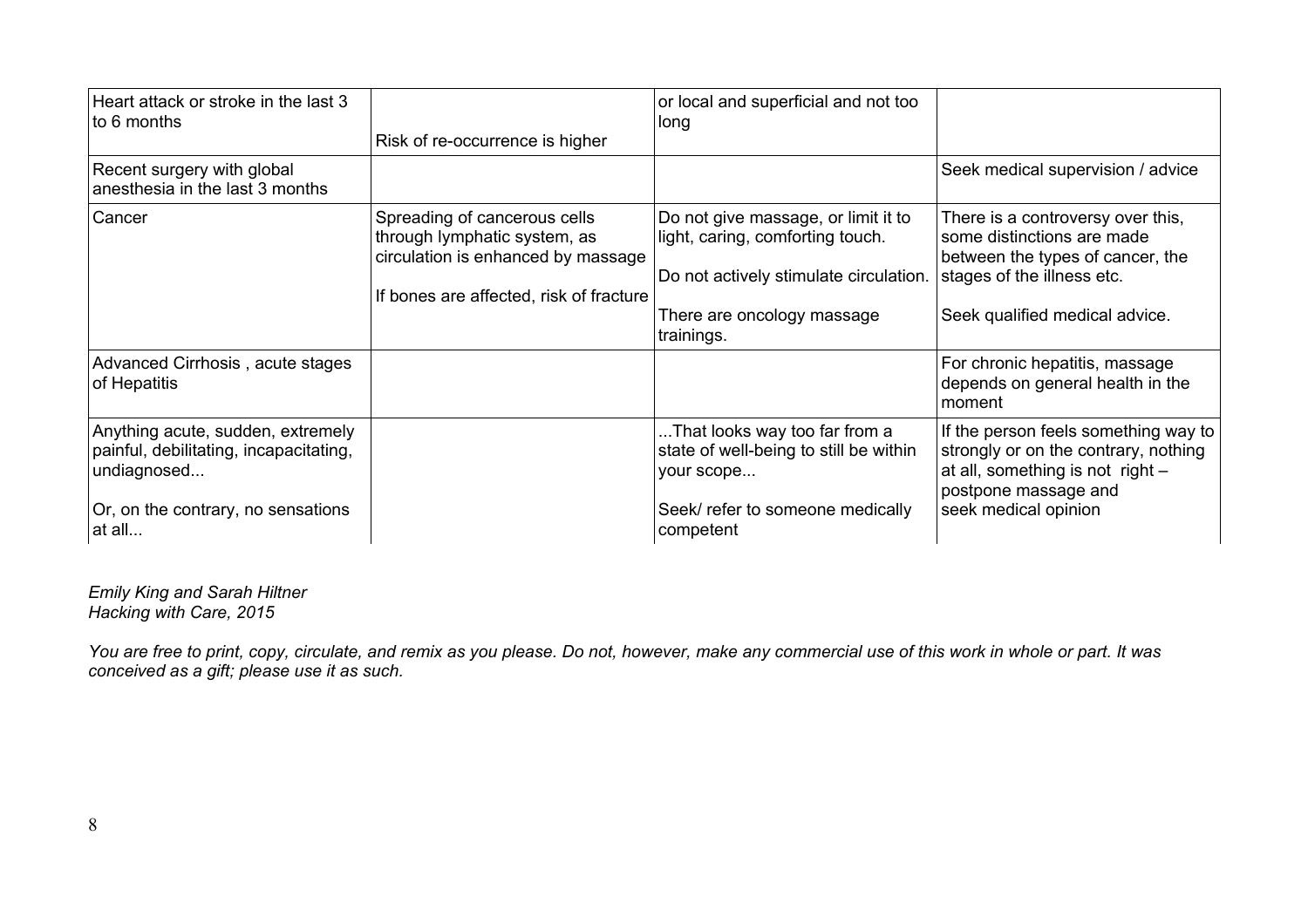| | | | |
|---|---|---|---|
| Heart attack or stroke in the last 3 to 6 months | Risk of re-occurrence is higher | or local and superficial and not too long | |
| Recent surgery with global anesthesia in the last 3 months | | | Seek medical supervision / advice |
| Cancer | Spreading of cancerous cells through lymphatic system, as circulation is enhanced by massage<br><br>If bones are affected, risk of fracture | Do not give massage, or limit it to light, caring, comforting touch.<br><br>Do not actively stimulate circulation.<br><br>There are oncology massage trainings. | There is a controversy over this, some distinctions are made between the types of cancer, the stages of the illness etc.<br><br>Seek qualified medical advice. |
| Advanced Cirrhosis , acute stages of Hepatitis | | | For chronic hepatitis, massage depends on general health in the moment |
| Anything acute, sudden, extremely painful, debilitating, incapacitating, undiagnosed...<br><br>Or, on the contrary, no sensations at all... | | ...That looks way too far from a state of well-being to still be within your scope...<br><br>Seek/ refer to someone medically competent | If the person feels something way to strongly or on the contrary, nothing at all, something is not right – postpone massage and seek medical opinion |

*Emily King and Sarah Hiltner*
*Hacking with Care, 2015*

*You are free to print, copy, circulate, and remix as you please. Do not, however, make any commercial use of this work in whole or part. It was conceived as a gift; please use it as such.*